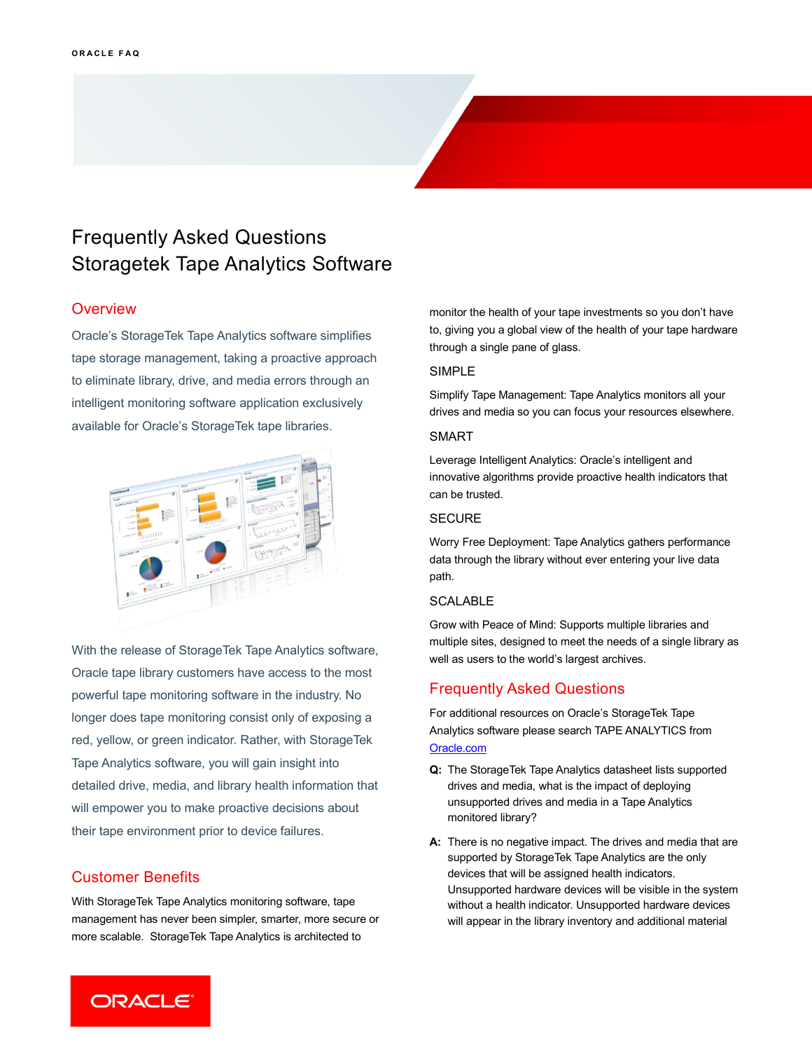# Frequently Asked Questions Storagetek Tape Analytics Software

## Overview

Oracle's StorageTek Tape Analytics software simplifies tape storage management, taking a proactive approach to eliminate library, drive, and media errors through an intelligent monitoring software application exclusively available for Oracle's StorageTek tape libraries.

With the release of StorageTek Tape Analytics software, Oracle tape library customers have access to the most powerful tape monitoring software in the industry. No longer does tape monitoring consist only of exposing a red, yellow, or green indicator. Rather, with StorageTek Tape Analytics software, you will gain insight into detailed drive, media, and library health information that will empower you to make proactive decisions about their tape environment prior to device failures.

## Customer Benefits

With StorageTek Tape Analytics monitoring software, tape management has never been simpler, smarter, more secure or more scalable. StorageTek Tape Analytics is architected to monitor the health of your tape investments so you don't have to, giving you a global view of the health of your tape hardware through a single pane of glass.

### SIMPLE

Simplify Tape Management: Tape Analytics monitors all your drives and media so you can focus your resources elsewhere.

### SMART

Leverage Intelligent Analytics: Oracle's intelligent and innovative algorithms provide proactive health indicators that can be trusted.

### SECURE

Worry Free Deployment: Tape Analytics gathers performance data through the library without ever entering your live data path.

### SCALABLE

Grow with Peace of Mind: Supports multiple libraries and multiple sites, designed to meet the needs of a single library as well as users to the world's largest archives.

## Frequently Asked Questions

For additional resources on Oracle's StorageTek Tape Analytics software please search TAPE ANALYTICS from [Oracle.com](Oracle.com)

**Q:** The StorageTek Tape Analytics datasheet lists supported drives and media, what is the impact of deploying unsupported drives and media in a Tape Analytics monitored library?

**A:** There is no negative impact. The drives and media that are supported by StorageTek Tape Analytics are the only devices that will be assigned health indicators. Unsupported hardware devices will be visible in the system without a health indicator. Unsupported hardware devices will appear in the library inventory and additional material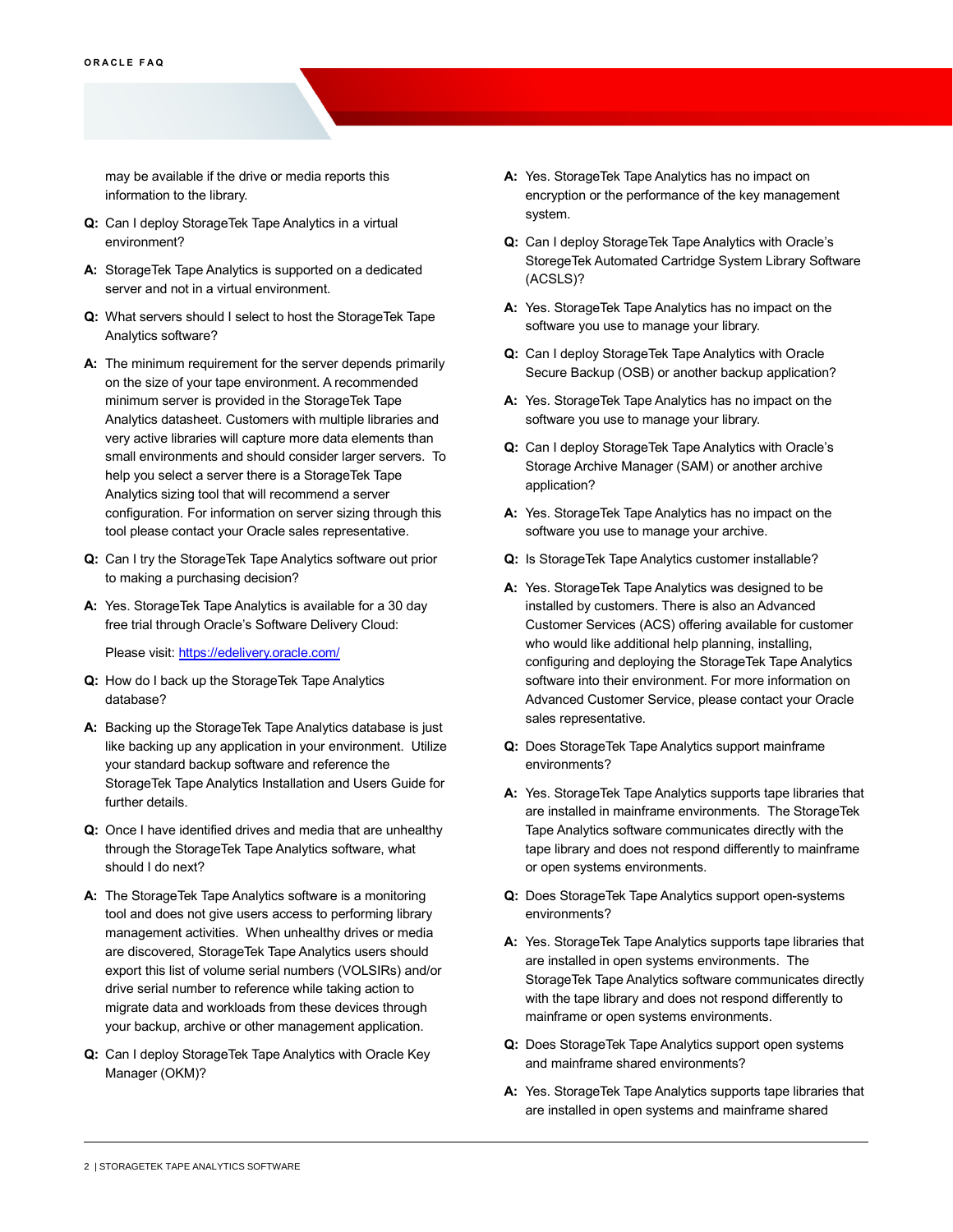may be available if the drive or media reports this information to the library.

**Q:** Can I deploy StorageTek Tape Analytics in a virtual environment?

**A:** StorageTek Tape Analytics is supported on a dedicated server and not in a virtual environment.

**Q:** What servers should I select to host the StorageTek Tape Analytics software?

**A:** The minimum requirement for the server depends primarily on the size of your tape environment. A recommended minimum server is provided in the StorageTek Tape Analytics datasheet. Customers with multiple libraries and very active libraries will capture more data elements than small environments and should consider larger servers. To help you select a server there is a StorageTek Tape Analytics sizing tool that will recommend a server configuration. For information on server sizing through this tool please contact your Oracle sales representative.

**Q:** Can I try the StorageTek Tape Analytics software out prior to making a purchasing decision?

**A:** Yes. StorageTek Tape Analytics is available for a 30 day free trial through Oracle's Software Delivery Cloud:

Please visit: [https://edelivery.oracle.com/](https://edelivery.oracle.com/)

**Q:** How do I back up the StorageTek Tape Analytics database?

**A:** Backing up the StorageTek Tape Analytics database is just like backing up any application in your environment. Utilize your standard backup software and reference the StorageTek Tape Analytics Installation and Users Guide for further details.

**Q:** Once I have identified drives and media that are unhealthy through the StorageTek Tape Analytics software, what should I do next?

**A:** The StorageTek Tape Analytics software is a monitoring tool and does not give users access to performing library management activities. When unhealthy drives or media are discovered, StorageTek Tape Analytics users should export this list of volume serial numbers (VOLSIRs) and/or drive serial number to reference while taking action to migrate data and workloads from these devices through your backup, archive or other management application.

**Q:** Can I deploy StorageTek Tape Analytics with Oracle Key Manager (OKM)?

**A:** Yes. StorageTek Tape Analytics has no impact on encryption or the performance of the key management system.

**Q:** Can I deploy StorageTek Tape Analytics with Oracle's StoregeTek Automated Cartridge System Library Software (ACSLS)?

**A:** Yes. StorageTek Tape Analytics has no impact on the software you use to manage your library.

**Q:** Can I deploy StorageTek Tape Analytics with Oracle Secure Backup (OSB) or another backup application?

**A:** Yes. StorageTek Tape Analytics has no impact on the software you use to manage your library.

**Q:** Can I deploy StorageTek Tape Analytics with Oracle's Storage Archive Manager (SAM) or another archive application?

**A:** Yes. StorageTek Tape Analytics has no impact on the software you use to manage your archive.

**Q:** Is StorageTek Tape Analytics customer installable?

**A:** Yes. StorageTek Tape Analytics was designed to be installed by customers. There is also an Advanced Customer Services (ACS) offering available for customer who would like additional help planning, installing, configuring and deploying the StorageTek Tape Analytics software into their environment. For more information on Advanced Customer Service, please contact your Oracle sales representative.

**Q:** Does StorageTek Tape Analytics support mainframe environments?

**A:** Yes. StorageTek Tape Analytics supports tape libraries that are installed in mainframe environments. The StorageTek Tape Analytics software communicates directly with the tape library and does not respond differently to mainframe or open systems environments.

**Q:** Does StorageTek Tape Analytics support open-systems environments?

**A:** Yes. StorageTek Tape Analytics supports tape libraries that are installed in open systems environments. The StorageTek Tape Analytics software communicates directly with the tape library and does not respond differently to mainframe or open systems environments.

**Q:** Does StorageTek Tape Analytics support open systems and mainframe shared environments?

**A:** Yes. StorageTek Tape Analytics supports tape libraries that are installed in open systems and mainframe shared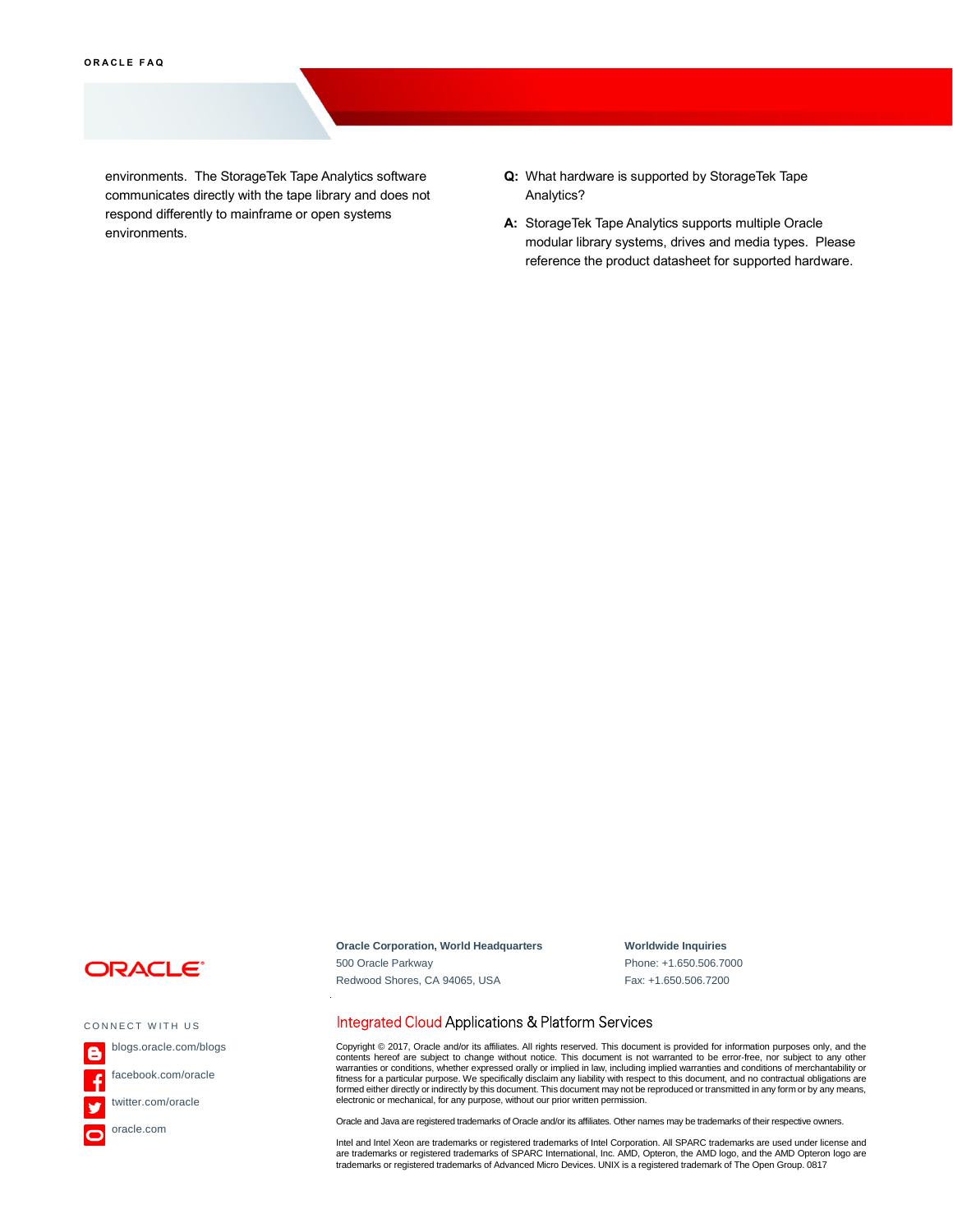environments. The StorageTek Tape Analytics software communicates directly with the tape library and does not respond differently to mainframe or open systems environments.

**Q:** What hardware is supported by StorageTek Tape Analytics?

**A:** StorageTek Tape Analytics supports multiple Oracle modular library systems, drives and media types. Please reference the product datasheet for supported hardware.

ORACLE

**Oracle Corporation, World Headquarters**
500 Oracle Parkway
Redwood Shores, CA 94065, USA

**Worldwide Inquiries**
Phone: +1.650.506.7000
Fax: +1.650.506.7200

CONNECT WITH US

- blogs.oracle.com/blogs
- facebook.com/oracle
- twitter.com/oracle
- oracle.com

Integrated Cloud Applications & Platform Services

Copyright © 2017, Oracle and/or its affiliates. All rights reserved. This document is provided for information purposes only, and the contents hereof are subject to change without notice. This document is not warranted to be error-free, nor subject to any other warranties or conditions, whether expressed orally or implied in law, including implied warranties and conditions of merchantability or fitness for a particular purpose. We specifically disclaim any liability with respect to this document, and no contractual obligations are formed either directly or indirectly by this document. This document may not be reproduced or transmitted in any form or by any means, electronic or mechanical, for any purpose, without our prior written permission.

Oracle and Java are registered trademarks of Oracle and/or its affiliates. Other names may be trademarks of their respective owners.

Intel and Intel Xeon are trademarks or registered trademarks of Intel Corporation. All SPARC trademarks are used under license and are trademarks or registered trademarks of SPARC International, Inc. AMD, Opteron, the AMD logo, and the AMD Opteron logo are trademarks or registered trademarks of Advanced Micro Devices. UNIX is a registered trademark of The Open Group. 0817